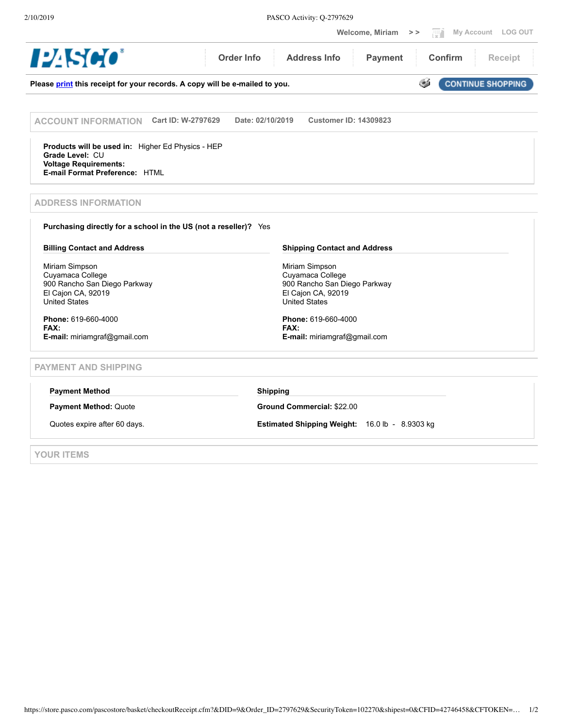Welcome, Miriam >> My Account LOG OUT

PASCO

Order Info | Address Info | Payment | Confirm | Receipt

Please print this receipt for your records. A copy will be e-mailed to you.

CONTINUE SHOPPING

## ACCOUNT INFORMATION

**Cart ID: W-2797629** **Date: 02/10/2019** **Customer ID: 14309823**

**Products will be used in:** Higher Ed Physics - HEP
**Grade Level:** CU
**Voltage Requirements:**
**E-mail Format Preference:** HTML

## ADDRESS INFORMATION

**Purchasing directly for a school in the US (not a reseller)?** Yes

### Billing Contact and Address

Miriam Simpson
Cuyamaca College
900 Rancho San Diego Parkway
El Cajon CA, 92019
United States

**Phone:** 619-660-4000
**FAX:**
**E-mail:** miriamgraf@gmail.com

### Shipping Contact and Address

Miriam Simpson
Cuyamaca College
900 Rancho San Diego Parkway
El Cajon CA, 92019
United States

**Phone:** 619-660-4000
**FAX:**
**E-mail:** miriamgraf@gmail.com

## PAYMENT AND SHIPPING

### Payment Method

**Payment Method:** Quote

Quotes expire after 60 days.

### Shipping

**Ground Commercial:** $22.00

**Estimated Shipping Weight:** 16.0 lb - 8.9303 kg

## YOUR ITEMS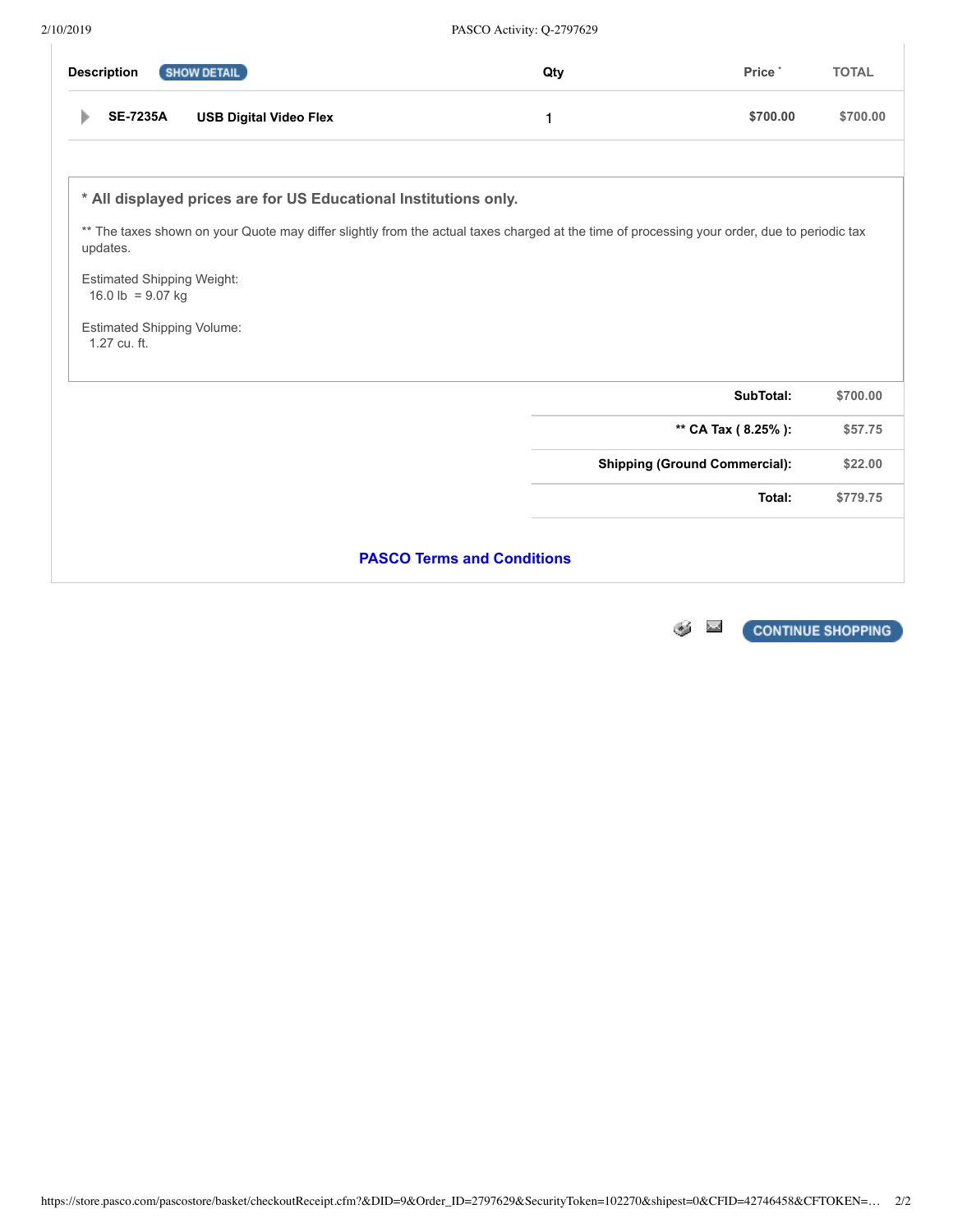| Description | | Qty | Price * | TOTAL |
|---|---|---|---|---|
| SE-7235A | USB Digital Video Flex | 1 | $700.00 | $700.00 |

**\* All displayed prices are for US Educational Institutions only.**

** The taxes shown on your Quote may differ slightly from the actual taxes charged at the time of processing your order, due to periodic tax updates.

Estimated Shipping Weight:
16.0 lb = 9.07 kg

Estimated Shipping Volume:
1.27 cu. ft.

| | |
|---|---|
| **SubTotal:** | $700.00 |
| **** CA Tax ( 8.25% ):** | $57.75 |
| **Shipping (Ground Commercial):** | $22.00 |
| **Total:** | $779.75 |

**PASCO Terms and Conditions**

CONTINUE SHOPPING